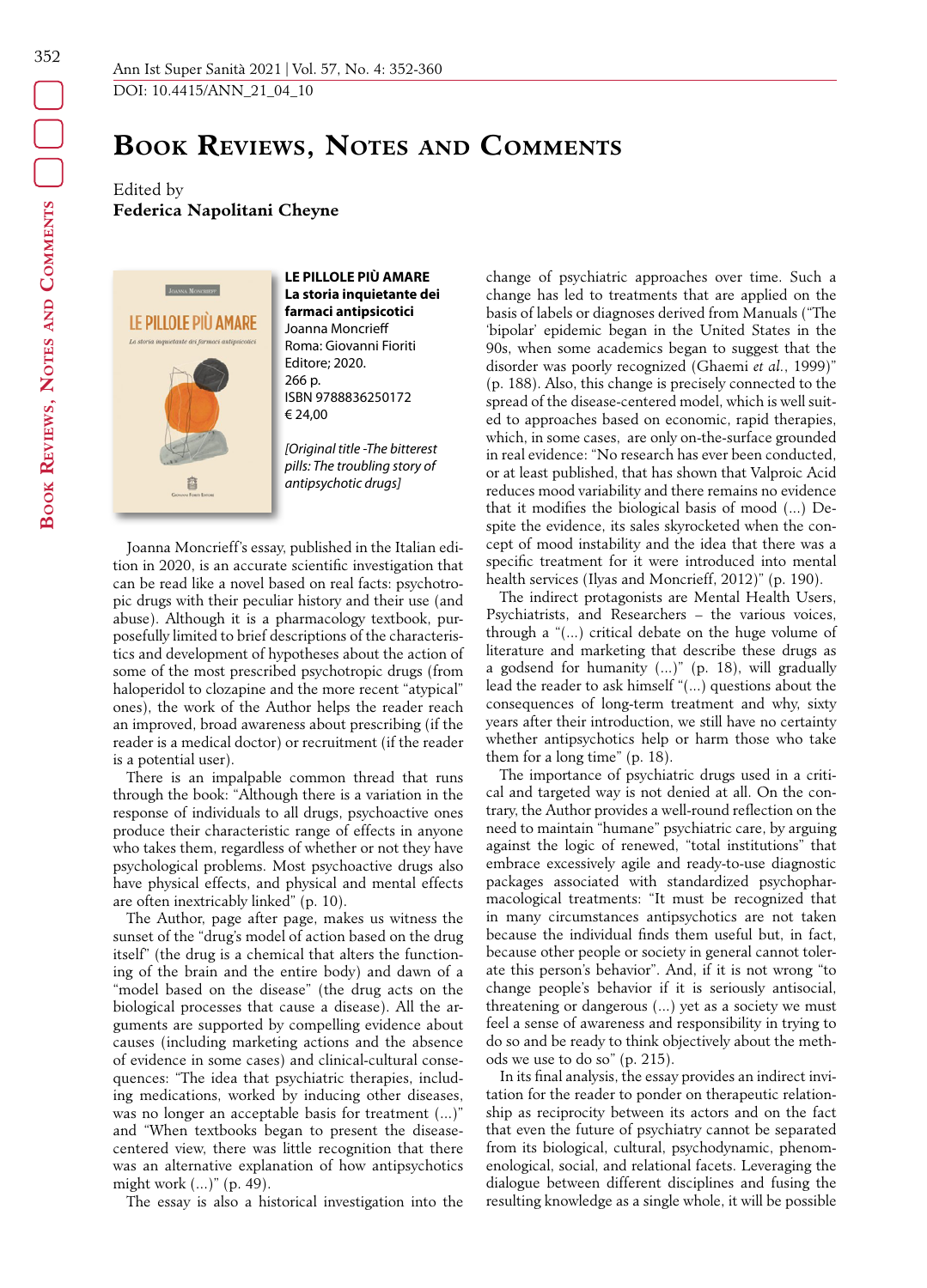# Book Reviews, Notes and Comments

Edited by
**Federica Napolitani Cheyne**

**LE PILLOLE PIÙ AMARE**
**La storia inquietante dei farmaci antipsicotici**
Joanna Moncrieff
Roma: Giovanni Fioriti Editore; 2020.
266 p.
ISBN 9788836250172
€ 24,00

*[Original title -The bitterest pills: The troubling story of antipsychotic drugs]*

Joanna Moncrieff's essay, published in the Italian edition in 2020, is an accurate scientific investigation that can be read like a novel based on real facts: psychotropic drugs with their peculiar history and their use (and abuse). Although it is a pharmacology textbook, purposefully limited to brief descriptions of the characteristics and development of hypotheses about the action of some of the most prescribed psychotropic drugs (from haloperidol to clozapine and the more recent "atypical" ones), the work of the Author helps the reader reach an improved, broad awareness about prescribing (if the reader is a medical doctor) or recruitment (if the reader is a potential user).

There is an impalpable common thread that runs through the book: "Although there is a variation in the response of individuals to all drugs, psychoactive ones produce their characteristic range of effects in anyone who takes them, regardless of whether or not they have psychological problems. Most psychoactive drugs also have physical effects, and physical and mental effects are often inextricably linked" (p. 10).

The Author, page after page, makes us witness the sunset of the "drug's model of action based on the drug itself" (the drug is a chemical that alters the functioning of the brain and the entire body) and dawn of a "model based on the disease" (the drug acts on the biological processes that cause a disease). All the arguments are supported by compelling evidence about causes (including marketing actions and the absence of evidence in some cases) and clinical-cultural consequences: "The idea that psychiatric therapies, including medications, worked by inducing other diseases, was no longer an acceptable basis for treatment (...)" and "When textbooks began to present the disease-centered view, there was little recognition that there was an alternative explanation of how antipsychotics might work (...)" (p. 49).

The essay is also a historical investigation into the change of psychiatric approaches over time. Such a change has led to treatments that are applied on the basis of labels or diagnoses derived from Manuals ("The 'bipolar' epidemic began in the United States in the 90s, when some academics began to suggest that the disorder was poorly recognized (Ghaemi *et al.*, 1999)" (p. 188). Also, this change is precisely connected to the spread of the disease-centered model, which is well suited to approaches based on economic, rapid therapies, which, in some cases, are only on-the-surface grounded in real evidence: "No research has ever been conducted, or at least published, that has shown that Valproic Acid reduces mood variability and there remains no evidence that it modifies the biological basis of mood (...) Despite the evidence, its sales skyrocketed when the concept of mood instability and the idea that there was a specific treatment for it were introduced into mental health services (Ilyas and Moncrieff, 2012)" (p. 190).

The indirect protagonists are Mental Health Users, Psychiatrists, and Researchers – the various voices, through a "(...) critical debate on the huge volume of literature and marketing that describe these drugs as a godsend for humanity (...)" (p. 18), will gradually lead the reader to ask himself "(...) questions about the consequences of long-term treatment and why, sixty years after their introduction, we still have no certainty whether antipsychotics help or harm those who take them for a long time" (p. 18).

The importance of psychiatric drugs used in a critical and targeted way is not denied at all. On the contrary, the Author provides a well-round reflection on the need to maintain "humane" psychiatric care, by arguing against the logic of renewed, "total institutions" that embrace excessively agile and ready-to-use diagnostic packages associated with standardized psychopharmacological treatments: "It must be recognized that in many circumstances antipsychotics are not taken because the individual finds them useful but, in fact, because other people or society in general cannot tolerate this person's behavior". And, if it is not wrong "to change people's behavior if it is seriously antisocial, threatening or dangerous (...) yet as a society we must feel a sense of awareness and responsibility in trying to do so and be ready to think objectively about the methods we use to do so" (p. 215).

In its final analysis, the essay provides an indirect invitation for the reader to ponder on therapeutic relationship as reciprocity between its actors and on the fact that even the future of psychiatry cannot be separated from its biological, cultural, psychodynamic, phenomenological, social, and relational facets. Leveraging the dialogue between different disciplines and fusing the resulting knowledge as a single whole, it will be possible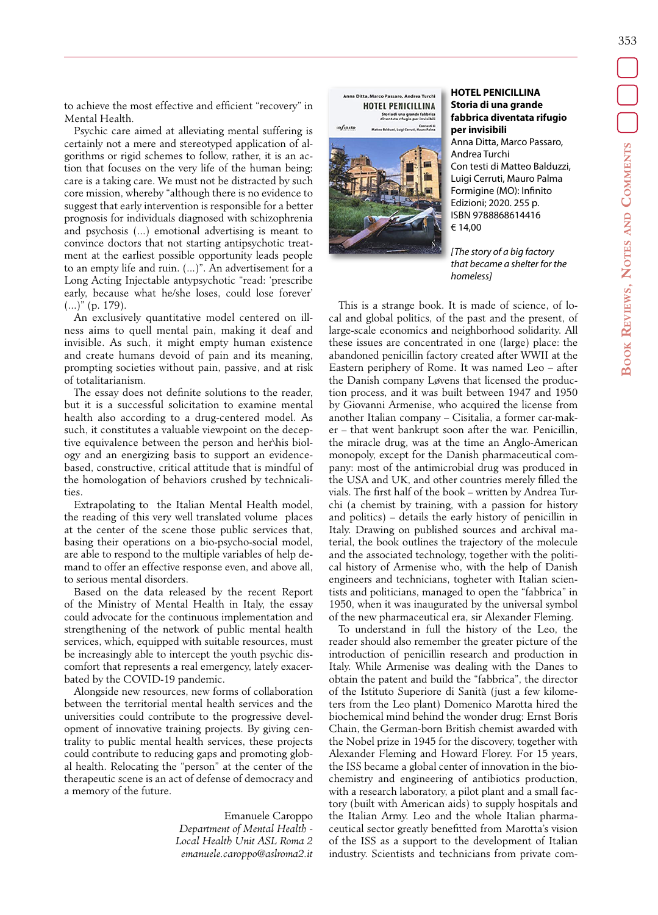to achieve the most effective and efficient "recovery" in Mental Health.

Psychic care aimed at alleviating mental suffering is certainly not a mere and stereotyped application of algorithms or rigid schemes to follow, rather, it is an action that focuses on the very life of the human being: care is a taking care. We must not be distracted by such core mission, whereby "although there is no evidence to suggest that early intervention is responsible for a better prognosis for individuals diagnosed with schizophrenia and psychosis (...) emotional advertising is meant to convince doctors that not starting antipsychotic treatment at the earliest possible opportunity leads people to an empty life and ruin. (...)". An advertisement for a Long Acting Injectable antypsychotic "read: 'prescribe early, because what he/she loses, could lose forever' (...)" (p. 179).

An exclusively quantitative model centered on illness aims to quell mental pain, making it deaf and invisible. As such, it might empty human existence and create humans devoid of pain and its meaning, prompting societies without pain, passive, and at risk of totalitarianism.

The essay does not definite solutions to the reader, but it is a successful solicitation to examine mental health also according to a drug-centered model. As such, it constitutes a valuable viewpoint on the deceptive equivalence between the person and her\his biology and an energizing basis to support an evidence-based, constructive, critical attitude that is mindful of the homologation of behaviors crushed by technicalities.

Extrapolating to the Italian Mental Health model, the reading of this very well translated volume places at the center of the scene those public services that, basing their operations on a bio-psycho-social model, are able to respond to the multiple variables of help demand to offer an effective response even, and above all, to serious mental disorders.

Based on the data released by the recent Report of the Ministry of Mental Health in Italy, the essay could advocate for the continuous implementation and strengthening of the network of public mental health services, which, equipped with suitable resources, must be increasingly able to intercept the youth psychic discomfort that represents a real emergency, lately exacerbated by the COVID-19 pandemic.

Alongside new resources, new forms of collaboration between the territorial mental health services and the universities could contribute to the progressive development of innovative training projects. By giving centrality to public mental health services, these projects could contribute to reducing gaps and promoting global health. Relocating the "person" at the center of the therapeutic scene is an act of defense of democracy and a memory of the future.

Emanuele Caroppo
*Department of Mental Health - Local Health Unit ASL Roma 2*
*emanuele.caroppo@aslroma2.it*

**HOTEL PENICILLINA**
**Storia di una grande fabbrica diventata rifugio per invisibili**
Anna Ditta, Marco Passaro, Andrea Turchi
Con testi di Matteo Balduzzi, Luigi Cerruti, Mauro Palma
Formigine (MO): Infinito Edizioni; 2020. 255 p.
ISBN 9788868614416
€ 14,00

*[The story of a big factory that became a shelter for the homeless]*

This is a strange book. It is made of science, of local and global politics, of the past and the present, of large-scale economics and neighborhood solidarity. All these issues are concentrated in one (large) place: the abandoned penicillin factory created after WWII at the Eastern periphery of Rome. It was named Leo – after the Danish company Løvens that licensed the production process, and it was built between 1947 and 1950 by Giovanni Armenise, who acquired the license from another Italian company – Cisitalia, a former car-maker – that went bankrupt soon after the war. Penicillin, the miracle drug, was at the time an Anglo-American monopoly, except for the Danish pharmaceutical company: most of the antimicrobial drug was produced in the USA and UK, and other countries merely filled the vials. The first half of the book – written by Andrea Turchi (a chemist by training, with a passion for history and politics) – details the early history of penicillin in Italy. Drawing on published sources and archival material, the book outlines the trajectory of the molecule and the associated technology, together with the political history of Armenise who, with the help of Danish engineers and technicians, togheter with Italian scientists and politicians, managed to open the "fabbrica" in 1950, when it was inaugurated by the universal symbol of the new pharmaceutical era, sir Alexander Fleming.

To understand in full the history of the Leo, the reader should also remember the greater picture of the introduction of penicillin research and production in Italy. While Armenise was dealing with the Danes to obtain the patent and build the "fabbrica", the director of the Istituto Superiore di Sanità (just a few kilometers from the Leo plant) Domenico Marotta hired the biochemical mind behind the wonder drug: Ernst Boris Chain, the German-born British chemist awarded with the Nobel prize in 1945 for the discovery, together with Alexander Fleming and Howard Florey. For 15 years, the ISS became a global center of innovation in the biochemistry and engineering of antibiotics production, with a research laboratory, a pilot plant and a small factory (built with American aids) to supply hospitals and the Italian Army. Leo and the whole Italian pharmaceutical sector greatly benefitted from Marotta's vision of the ISS as a support to the development of Italian industry. Scientists and technicians from private com-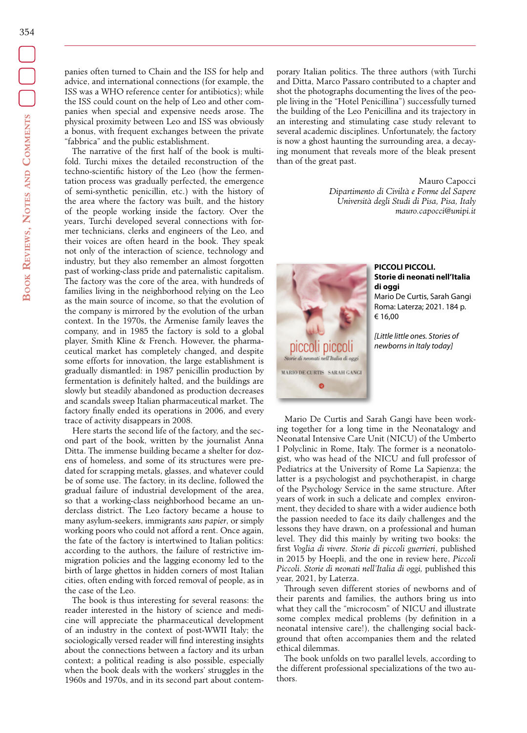panies often turned to Chain and the ISS for help and advice, and international connections (for example, the ISS was a WHO reference center for antibiotics); while the ISS could count on the help of Leo and other companies when special and expensive needs arose. The physical proximity between Leo and ISS was obviously a bonus, with frequent exchanges between the private "fabbrica" and the public establishment.

The narrative of the first half of the book is multifold. Turchi mixes the detailed reconstruction of the techno-scientific history of the Leo (how the fermentation process was gradually perfected, the emergence of semi-synthetic penicillin, etc.) with the history of the area where the factory was built, and the history of the people working inside the factory. Over the years, Turchi developed several connections with former technicians, clerks and engineers of the Leo, and their voices are often heard in the book. They speak not only of the interaction of science, technology and industry, but they also remember an almost forgotten past of working-class pride and paternalistic capitalism. The factory was the core of the area, with hundreds of families living in the neighborhood relying on the Leo as the main source of income, so that the evolution of the company is mirrored by the evolution of the urban context. In the 1970s, the Armenise family leaves the company, and in 1985 the factory is sold to a global player, Smith Kline & French. However, the pharmaceutical market has completely changed, and despite some efforts for innovation, the large establishment is gradually dismantled: in 1987 penicillin production by fermentation is definitely halted, and the buildings are slowly but steadily abandoned as production decreases and scandals sweep Italian pharmaceutical market. The factory finally ended its operations in 2006, and every trace of activity disappears in 2008.

Here starts the second life of the factory, and the second part of the book, written by the journalist Anna Ditta. The immense building became a shelter for dozens of homeless, and some of its structures were predated for scrapping metals, glasses, and whatever could be of some use. The factory, in its decline, followed the gradual failure of industrial development of the area, so that a working-class neighborhood became an underclass district. The Leo factory became a house to many asylum-seekers, immigrants *sans papier*, or simply working poors who could not afford a rent. Once again, the fate of the factory is intertwined to Italian politics: according to the authors, the failure of restrictive immigration policies and the lagging economy led to the birth of large ghettos in hidden corners of most Italian cities, often ending with forced removal of people, as in the case of the Leo.

The book is thus interesting for several reasons: the reader interested in the history of science and medicine will appreciate the pharmaceutical development of an industry in the context of post-WWII Italy; the sociologically versed reader will find interesting insights about the connections between a factory and its urban context; a political reading is also possible, especially when the book deals with the workers' struggles in the 1960s and 1970s, and in its second part about contemporary Italian politics. The three authors (with Turchi and Ditta, Marco Passaro contributed to a chapter and shot the photographs documenting the lives of the people living in the "Hotel Penicillina") successfully turned the building of the Leo Penicillina and its trajectory in an interesting and stimulating case study relevant to several academic disciplines. Unfortunately, the factory is now a ghost haunting the surrounding area, a decaying monument that reveals more of the bleak present than of the great past.

Mauro Capocci
*Dipartimento di Civiltà e Forme del Sapere*
*Università degli Studi di Pisa, Pisa, Italy*
*mauro.capocci@unipi.it*

**PICCOLI PICCOLI. Storie di neonati nell'Italia di oggi**
Mario De Curtis, Sarah Gangi
Roma: Laterza; 2021. 184 p.
€ 16,00

*[Little little ones. Stories of newborns in Italy today]*

Mario De Curtis and Sarah Gangi have been working together for a long time in the Neonatalogy and Neonatal Intensive Care Unit (NICU) of the Umberto I Polyclinic in Rome, Italy. The former is a neonatologist, who was head of the NICU and full professor of Pediatrics at the University of Rome La Sapienza; the latter is a psychologist and psychotherapist, in charge of the Psychology Service in the same structure. After years of work in such a delicate and complex environment, they decided to share with a wider audience both the passion needed to face its daily challenges and the lessons they have drawn, on a professional and human level. They did this mainly by writing two books: the first *Voglia di vivere. Storie di piccoli guerrieri*, published in 2015 by Hoepli, and the one in review here, *Piccoli Piccoli. Storie di neonati nell'Italia di oggi,* published this year, 2021, by Laterza.

Through seven different stories of newborns and of their parents and families, the authors bring us into what they call the "microcosm" of NICU and illustrate some complex medical problems (by definition in a neonatal intensive care!), the challenging social background that often accompanies them and the related ethical dilemmas.

The book unfolds on two parallel levels, according to the different professional specializations of the two authors.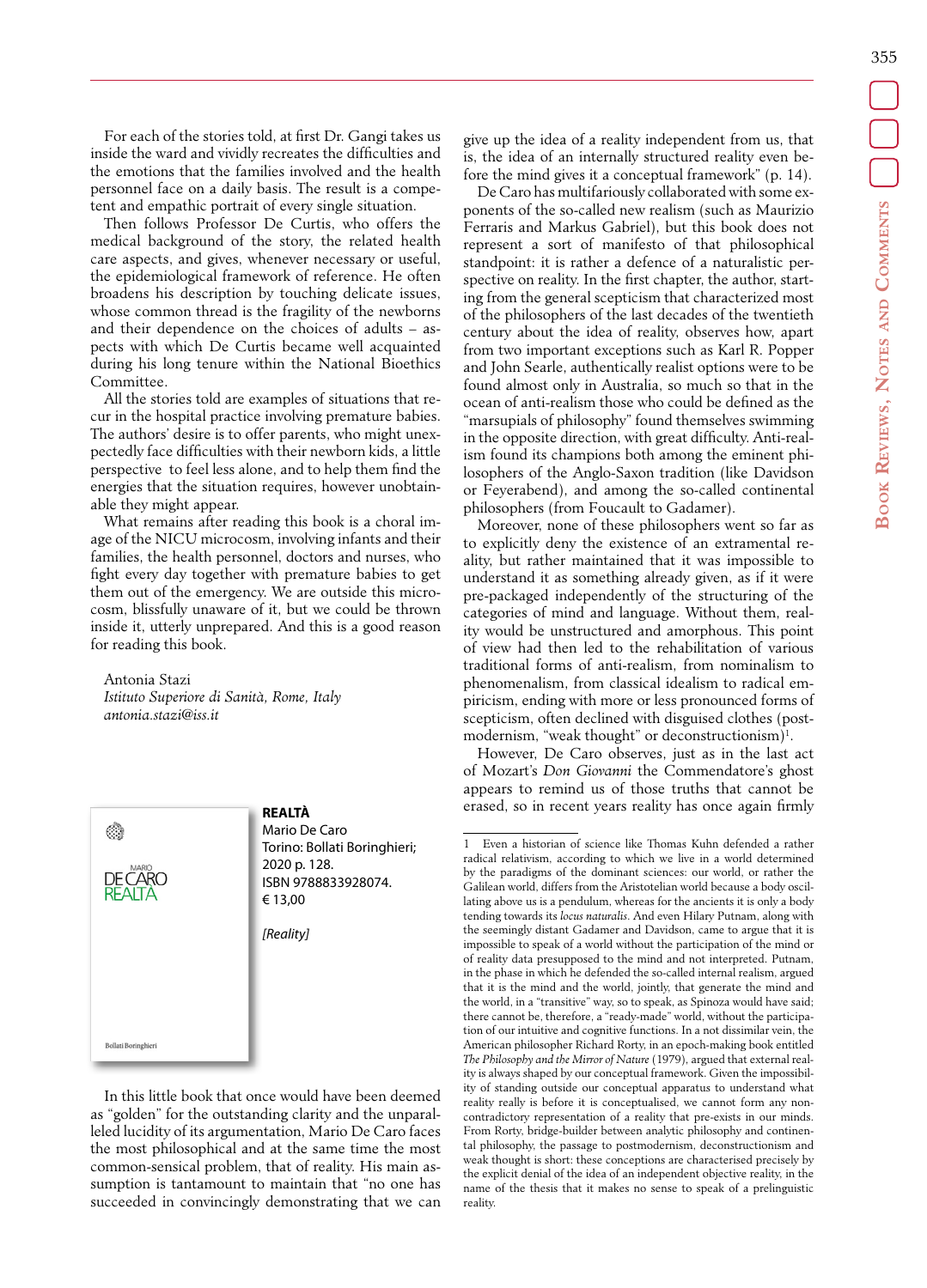For each of the stories told, at first Dr. Gangi takes us inside the ward and vividly recreates the difficulties and the emotions that the families involved and the health personnel face on a daily basis. The result is a competent and empathic portrait of every single situation.

Then follows Professor De Curtis, who offers the medical background of the story, the related health care aspects, and gives, whenever necessary or useful, the epidemiological framework of reference. He often broadens his description by touching delicate issues, whose common thread is the fragility of the newborns and their dependence on the choices of adults – aspects with which De Curtis became well acquainted during his long tenure within the National Bioethics Committee.

All the stories told are examples of situations that recur in the hospital practice involving premature babies. The authors' desire is to offer parents, who might unexpectedly face difficulties with their newborn kids, a little perspective to feel less alone, and to help them find the energies that the situation requires, however unobtainable they might appear.

What remains after reading this book is a choral image of the NICU microcosm, involving infants and their families, the health personnel, doctors and nurses, who fight every day together with premature babies to get them out of the emergency. We are outside this microcosm, blissfully unaware of it, but we could be thrown inside it, utterly unprepared. And this is a good reason for reading this book.

Antonia Stazi
*Istituto Superiore di Sanità, Rome, Italy*
*antonia.stazi@iss.it*

**REALTÀ**
Mario De Caro
Torino: Bollati Boringhieri;
2020 p. 128.
ISBN 9788833928074.
€ 13,00

*[Reality]*

In this little book that once would have been deemed as "golden" for the outstanding clarity and the unparalleled lucidity of its argumentation, Mario De Caro faces the most philosophical and at the same time the most common-sensical problem, that of reality. His main assumption is tantamount to maintain that "no one has succeeded in convincingly demonstrating that we can give up the idea of a reality independent from us, that is, the idea of an internally structured reality even before the mind gives it a conceptual framework" (p. 14).

De Caro has multifariously collaborated with some exponents of the so-called new realism (such as Maurizio Ferraris and Markus Gabriel), but this book does not represent a sort of manifesto of that philosophical standpoint: it is rather a defence of a naturalistic perspective on reality. In the first chapter, the author, starting from the general scepticism that characterized most of the philosophers of the last decades of the twentieth century about the idea of reality, observes how, apart from two important exceptions such as Karl R. Popper and John Searle, authentically realist options were to be found almost only in Australia, so much so that in the ocean of anti-realism those who could be defined as the "marsupials of philosophy" found themselves swimming in the opposite direction, with great difficulty. Anti-realism found its champions both among the eminent philosophers of the Anglo-Saxon tradition (like Davidson or Feyerabend), and among the so-called continental philosophers (from Foucault to Gadamer).

Moreover, none of these philosophers went so far as to explicitly deny the existence of an extramental reality, but rather maintained that it was impossible to understand it as something already given, as if it were pre-packaged independently of the structuring of the categories of mind and language. Without them, reality would be unstructured and amorphous. This point of view had then led to the rehabilitation of various traditional forms of anti-realism, from nominalism to phenomenalism, from classical idealism to radical empiricism, ending with more or less pronounced forms of scepticism, often declined with disguised clothes (postmodernism, "weak thought" or deconstructionism)[1].

However, De Caro observes, just as in the last act of Mozart's *Don Giovanni* the Commendatore's ghost appears to remind us of those truths that cannot be erased, so in recent years reality has once again firmly

---

1 Even a historian of science like Thomas Kuhn defended a rather radical relativism, according to which we live in a world determined by the paradigms of the dominant sciences: our world, or rather the Galilean world, differs from the Aristotelian world because a body oscillating above us is a pendulum, whereas for the ancients it is only a body tending towards its *locus naturalis*. And even Hilary Putnam, along with the seemingly distant Gadamer and Davidson, came to argue that it is impossible to speak of a world without the participation of the mind or of reality data presupposed to the mind and not interpreted. Putnam, in the phase in which he defended the so-called internal realism, argued that it is the mind and the world, jointly, that generate the mind and the world, in a "transitive" way, so to speak, as Spinoza would have said; there cannot be, therefore, a "ready-made" world, without the participation of our intuitive and cognitive functions. In a not dissimilar vein, the American philosopher Richard Rorty, in an epoch-making book entitled *The Philosophy and the Mirror of Nature* (1979), argued that external reality is always shaped by our conceptual framework. Given the impossibility of standing outside our conceptual apparatus to understand what reality really is before it is conceptualised, we cannot form any non-contradictory representation of a reality that pre-exists in our minds. From Rorty, bridge-builder between analytic philosophy and continental philosophy, the passage to postmodernism, deconstructionism and weak thought is short: these conceptions are characterised precisely by the explicit denial of the idea of an independent objective reality, in the name of the thesis that it makes no sense to speak of a prelinguistic reality.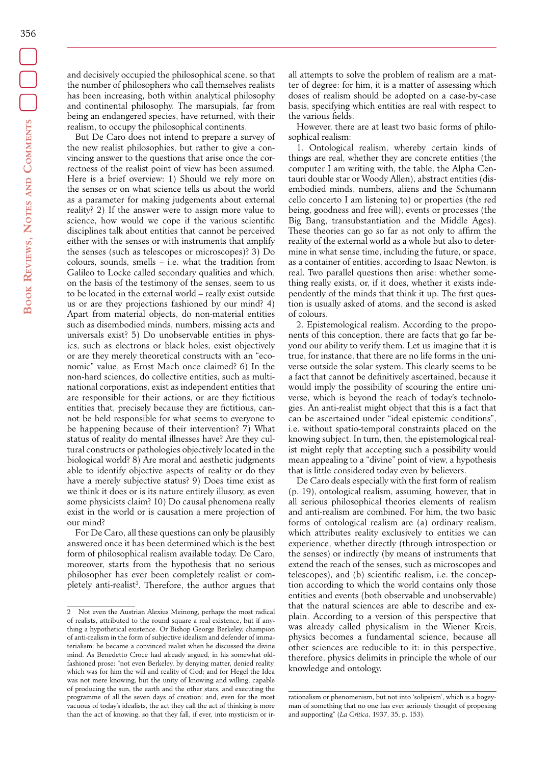and decisively occupied the philosophical scene, so that the number of philosophers who call themselves realists has been increasing, both within analytical philosophy and continental philosophy. The marsupials, far from being an endangered species, have returned, with their realism, to occupy the philosophical continents.

But De Caro does not intend to prepare a survey of the new realist philosophies, but rather to give a convincing answer to the questions that arise once the correctness of the realist point of view has been assumed. Here is a brief overview: 1) Should we rely more on the senses or on what science tells us about the world as a parameter for making judgements about external reality? 2) If the answer were to assign more value to science, how would we cope if the various scientific disciplines talk about entities that cannot be perceived either with the senses or with instruments that amplify the senses (such as telescopes or microscopes)? 3) Do colours, sounds, smells – i.e. what the tradition from Galileo to Locke called secondary qualities and which, on the basis of the testimony of the senses, seem to us to be located in the external world – really exist outside us or are they projections fashioned by our mind? 4) Apart from material objects, do non-material entities such as disembodied minds, numbers, missing acts and universals exist? 5) Do unobservable entities in physics, such as electrons or black holes, exist objectively or are they merely theoretical constructs with an "economic" value, as Ernst Mach once claimed? 6) In the non-hard sciences, do collective entities, such as multinational corporations, exist as independent entities that are responsible for their actions, or are they fictitious entities that, precisely because they are fictitious, cannot be held responsible for what seems to everyone to be happening because of their intervention? 7) What status of reality do mental illnesses have? Are they cultural constructs or pathologies objectively located in the biological world? 8) Are moral and aesthetic judgments able to identify objective aspects of reality or do they have a merely subjective status? 9) Does time exist as we think it does or is its nature entirely illusory, as even some physicists claim? 10) Do causal phenomena really exist in the world or is causation a mere projection of our mind?

For De Caro, all these questions can only be plausibly answered once it has been determined which is the best form of philosophical realism available today. De Caro, moreover, starts from the hypothesis that no serious philosopher has ever been completely realist or completely anti-realist[2]. Therefore, the author argues that all attempts to solve the problem of realism are a matter of degree: for him, it is a matter of assessing which doses of realism should be adopted on a case-by-case basis, specifying which entities are real with respect to the various fields.

However, there are at least two basic forms of philosophical realism:

1. Ontological realism, whereby certain kinds of things are real, whether they are concrete entities (the computer I am writing with, the table, the Alpha Centauri double star or Woody Allen), abstract entities (disembodied minds, numbers, aliens and the Schumann cello concerto I am listening to) or properties (the red being, goodness and free will), events or processes (the Big Bang, transubstantiation and the Middle Ages). These theories can go so far as not only to affirm the reality of the external world as a whole but also to determine in what sense time, including the future, or space, as a container of entities, according to Isaac Newton, is real. Two parallel questions then arise: whether something really exists, or, if it does, whether it exists independently of the minds that think it up. The first question is usually asked of atoms, and the second is asked of colours.

2. Epistemological realism. According to the proponents of this conception, there are facts that go far beyond our ability to verify them. Let us imagine that it is true, for instance, that there are no life forms in the universe outside the solar system. This clearly seems to be a fact that cannot be definitively ascertained, because it would imply the possibility of scouring the entire universe, which is beyond the reach of today's technologies. An anti-realist might object that this is a fact that can be ascertained under "ideal epistemic conditions", i.e. without spatio-temporal constraints placed on the knowing subject. In turn, then, the epistemological realist might reply that accepting such a possibility would mean appealing to a "divine" point of view, a hypothesis that is little considered today even by believers.

De Caro deals especially with the first form of realism (p. 19), ontological realism, assuming, however, that in all serious philosophical theories elements of realism and anti-realism are combined. For him, the two basic forms of ontological realism are (a) ordinary realism, which attributes reality exclusively to entities we can experience, whether directly (through introspection or the senses) or indirectly (by means of instruments that extend the reach of the senses, such as microscopes and telescopes), and (b) scientific realism, i.e. the conception according to which the world contains only those entities and events (both observable and unobservable) that the natural sciences are able to describe and explain. According to a version of this perspective that was already called physicalism in the Wiener Kreis, physics becomes a fundamental science, because all other sciences are reducible to it: in this perspective, therefore, physics delimits in principle the whole of our knowledge and ontology.

---

2 Not even the Austrian Alexius Meinong, perhaps the most radical of realists, attributed to the round square a real existence, but if anything a hypothetical existence. Or Bishop George Berkeley, champion of anti-realism in the form of subjective idealism and defender of immaterialism: he became a convinced realist when he discussed the divine mind. As Benedetto Croce had already argued, in his somewhat old-fashioned prose: "not even Berkeley, by denying matter, denied reality, which was for him the will and reality of God; and for Hegel the Idea was not mere knowing, but the unity of knowing and willing, capable of producing the sun, the earth and the other stars, and executing the programme of all the seven days of creation; and, even for the most vacuous of today's idealists, the act they call the act of thinking is more than the act of knowing, so that they fall, if ever, into mysticism or irrationalism or phenomenism, but not into 'solipsism', which is a bogeyman of something that no one has ever seriously thought of proposing and supporting" (*La Critica*, 1937, 35, p. 153).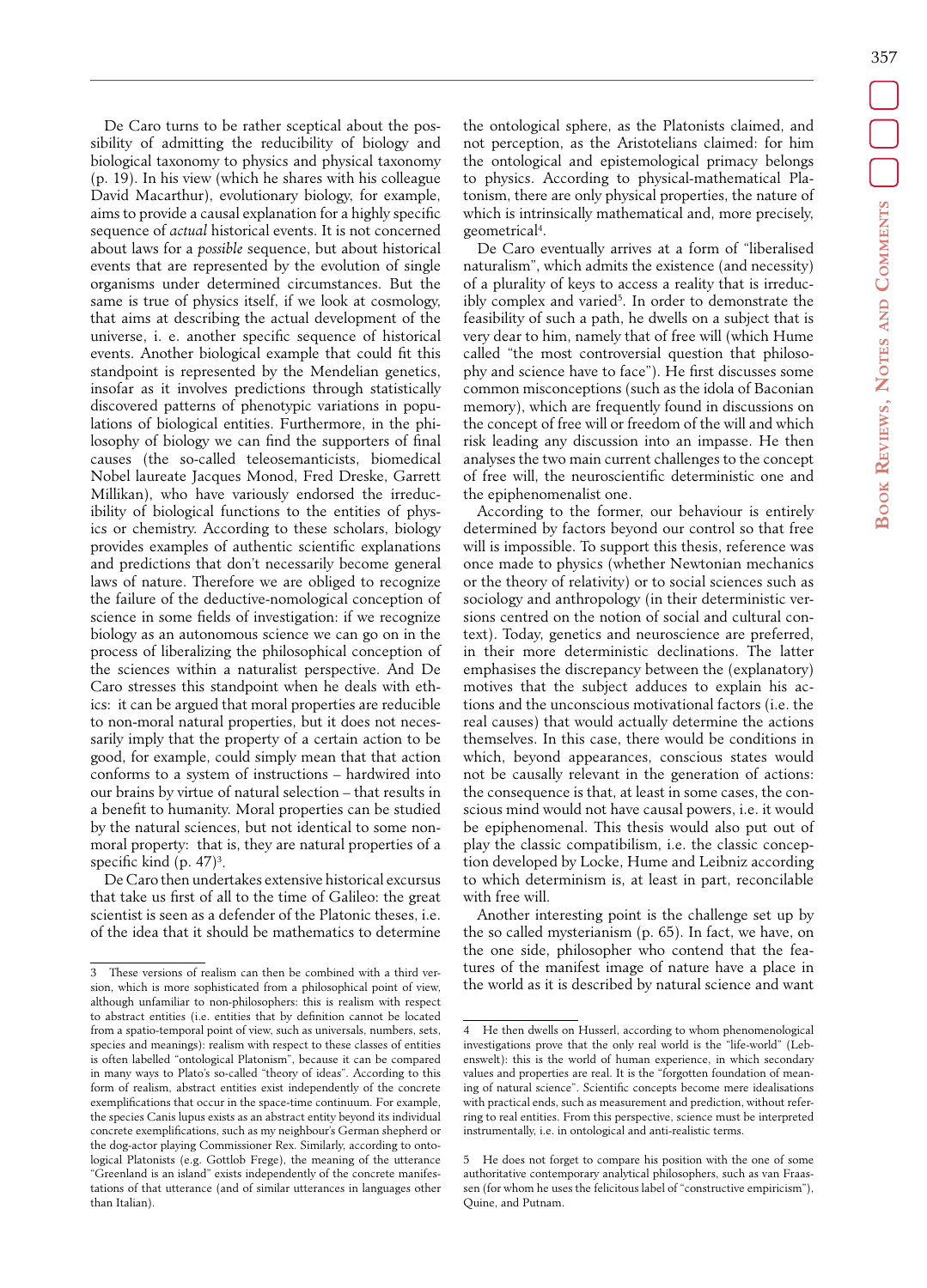De Caro turns to be rather sceptical about the possibility of admitting the reducibility of biology and biological taxonomy to physics and physical taxonomy (p. 19). In his view (which he shares with his colleague David Macarthur), evolutionary biology, for example, aims to provide a causal explanation for a highly specific sequence of *actual* historical events. It is not concerned about laws for a *possible* sequence, but about historical events that are represented by the evolution of single organisms under determined circumstances. But the same is true of physics itself, if we look at cosmology, that aims at describing the actual development of the universe, i. e. another specific sequence of historical events. Another biological example that could fit this standpoint is represented by the Mendelian genetics, insofar as it involves predictions through statistically discovered patterns of phenotypic variations in populations of biological entities. Furthermore, in the philosophy of biology we can find the supporters of final causes (the so-called teleosemanticists, biomedical Nobel laureate Jacques Monod, Fred Dreske, Garrett Millikan), who have variously endorsed the irreducibility of biological functions to the entities of physics or chemistry. According to these scholars, biology provides examples of authentic scientific explanations and predictions that don't necessarily become general laws of nature. Therefore we are obliged to recognize the failure of the deductive-nomological conception of science in some fields of investigation: if we recognize biology as an autonomous science we can go on in the process of liberalizing the philosophical conception of the sciences within a naturalist perspective. And De Caro stresses this standpoint when he deals with ethics: it can be argued that moral properties are reducible to non-moral natural properties, but it does not necessarily imply that the property of a certain action to be good, for example, could simply mean that that action conforms to a system of instructions – hardwired into our brains by virtue of natural selection – that results in a benefit to humanity. Moral properties can be studied by the natural sciences, but not identical to some non-moral property: that is, they are natural properties of a specific kind (p. 47)[3].

De Caro then undertakes extensive historical excursus that take us first of all to the time of Galileo: the great scientist is seen as a defender of the Platonic theses, i.e. of the idea that it should be mathematics to determine the ontological sphere, as the Platonists claimed, and not perception, as the Aristotelians claimed: for him the ontological and epistemological primacy belongs to physics. According to physical-mathematical Platonism, there are only physical properties, the nature of which is intrinsically mathematical and, more precisely, geometrical[4].

De Caro eventually arrives at a form of "liberalised naturalism", which admits the existence (and necessity) of a plurality of keys to access a reality that is irreducibly complex and varied[5]. In order to demonstrate the feasibility of such a path, he dwells on a subject that is very dear to him, namely that of free will (which Hume called "the most controversial question that philosophy and science have to face"). He first discusses some common misconceptions (such as the idola of Baconian memory), which are frequently found in discussions on the concept of free will or freedom of the will and which risk leading any discussion into an impasse. He then analyses the two main current challenges to the concept of free will, the neuroscientific deterministic one and the epiphenomenalist one.

According to the former, our behaviour is entirely determined by factors beyond our control so that free will is impossible. To support this thesis, reference was once made to physics (whether Newtonian mechanics or the theory of relativity) or to social sciences such as sociology and anthropology (in their deterministic versions centred on the notion of social and cultural context). Today, genetics and neuroscience are preferred, in their more deterministic declinations. The latter emphasises the discrepancy between the (explanatory) motives that the subject adduces to explain his actions and the unconscious motivational factors (i.e. the real causes) that would actually determine the actions themselves. In this case, there would be conditions in which, beyond appearances, conscious states would not be causally relevant in the generation of actions: the consequence is that, at least in some cases, the conscious mind would not have causal powers, i.e. it would be epiphenomenal. This thesis would also put out of play the classic compatibilism, i.e. the classic conception developed by Locke, Hume and Leibniz according to which determinism is, at least in part, reconcilable with free will.

Another interesting point is the challenge set up by the so called mysterianism (p. 65). In fact, we have, on the one side, philosopher who contend that the features of the manifest image of nature have a place in the world as it is described by natural science and want

---

[3] These versions of realism can then be combined with a third version, which is more sophisticated from a philosophical point of view, although unfamiliar to non-philosophers: this is realism with respect to abstract entities (i.e. entities that by definition cannot be located from a spatio-temporal point of view, such as universals, numbers, sets, species and meanings): realism with respect to these classes of entities is often labelled "ontological Platonism", because it can be compared in many ways to Plato's so-called "theory of ideas". According to this form of realism, abstract entities exist independently of the concrete exemplifications that occur in the space-time continuum. For example, the species Canis lupus exists as an abstract entity beyond its individual concrete exemplifications, such as my neighbour's German shepherd or the dog-actor playing Commissioner Rex. Similarly, according to ontological Platonists (e.g. Gottlob Frege), the meaning of the utterance "Greenland is an island" exists independently of the concrete manifestations of that utterance (and of similar utterances in languages other than Italian).

[4] He then dwells on Husserl, according to whom phenomenological investigations prove that the only real world is the "life-world" (Lebenswelt): this is the world of human experience, in which secondary values and properties are real. It is the "forgotten foundation of meaning of natural science". Scientific concepts become mere idealisations with practical ends, such as measurement and prediction, without referring to real entities. From this perspective, science must be interpreted instrumentally, i.e. in ontological and anti-realistic terms.

[5] He does not forget to compare his position with the one of some authoritative contemporary analytical philosophers, such as van Fraassen (for whom he uses the felicitous label of "constructive empiricism"), Quine, and Putnam.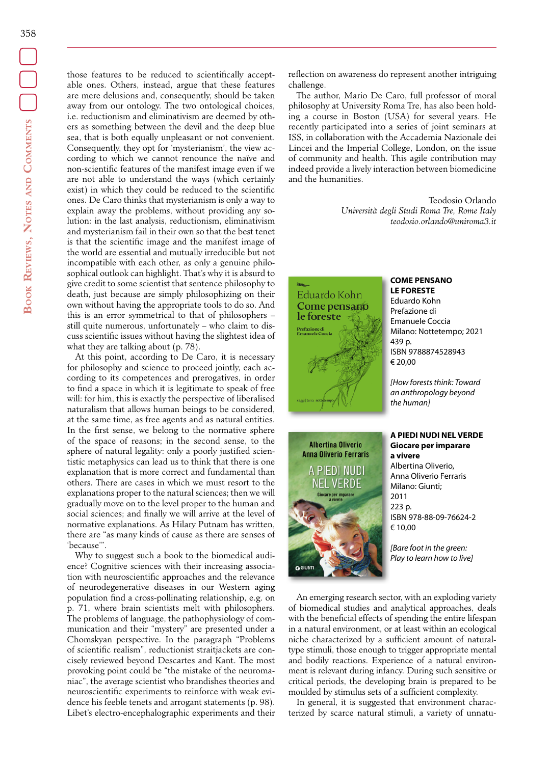those features to be reduced to scientifically acceptable ones. Others, instead, argue that these features are mere delusions and, consequently, should be taken away from our ontology. The two ontological choices, i.e. reductionism and eliminativism are deemed by others as something between the devil and the deep blue sea, that is both equally unpleasant or not convenient. Consequently, they opt for 'mysterianism', the view according to which we cannot renounce the naïve and non-scientific features of the manifest image even if we are not able to understand the ways (which certainly exist) in which they could be reduced to the scientific ones. De Caro thinks that mysterianism is only a way to explain away the problems, without providing any solution: in the last analysis, reductionism, eliminativism and mysterianism fail in their own so that the best tenet is that the scientific image and the manifest image of the world are essential and mutually irreducible but not incompatible with each other, as only a genuine philosophical outlook can highlight. That's why it is absurd to give credit to some scientist that sentence philosophy to death, just because are simply philosophizing on their own without having the appropriate tools to do so. And this is an error symmetrical to that of philosophers – still quite numerous, unfortunately – who claim to discuss scientific issues without having the slightest idea of what they are talking about (p. 78).

At this point, according to De Caro, it is necessary for philosophy and science to proceed jointly, each according to its competences and prerogatives, in order to find a space in which it is legitimate to speak of free will: for him, this is exactly the perspective of liberalised naturalism that allows human beings to be considered, at the same time, as free agents and as natural entities. In the first sense, we belong to the normative sphere of the space of reasons; in the second sense, to the sphere of natural legality: only a poorly justified scientistic metaphysics can lead us to think that there is one explanation that is more correct and fundamental than others. There are cases in which we must resort to the explanations proper to the natural sciences; then we will gradually move on to the level proper to the human and social sciences; and finally we will arrive at the level of normative explanations. As Hilary Putnam has written, there are "as many kinds of cause as there are senses of 'because'".

Why to suggest such a book to the biomedical audience? Cognitive sciences with their increasing association with neuroscientific approaches and the relevance of neurodegenerative diseases in our Western aging population find a cross-pollinating relationship, e.g. on p. 71, where brain scientists melt with philosophers. The problems of language, the pathophysiology of communication and their "mystery" are presented under a Chomskyan perspective. In the paragraph "Problems of scientific realism", reductionist straitjackets are concisely reviewed beyond Descartes and Kant. The most provoking point could be "the mistake of the neuromaniac", the average scientist who brandishes theories and neuroscientific experiments to reinforce with weak evidence his feeble tenets and arrogant statements (p. 98). Libet's electro-encephalographic experiments and their reflection on awareness do represent another intriguing challenge.

The author, Mario De Caro, full professor of moral philosophy at University Roma Tre, has also been holding a course in Boston (USA) for several years. He recently participated into a series of joint seminars at ISS, in collaboration with the Accademia Nazionale dei Lincei and the Imperial College, London, on the issue of community and health. This agile contribution may indeed provide a lively interaction between biomedicine and the humanities.

Teodosio Orlando
*Università degli Studi Roma Tre, Rome Italy*
*teodosio.orlando@uniroma3.it*

**COME PENSANO LE FORESTE**
Eduardo Kohn
Prefazione di
Emanuele Coccia
Milano: Nottetempo; 2021
439 p.
ISBN 9788874528943
€ 20,00

*[How forests think: Toward an anthropology beyond the human]*

**A PIEDI NUDI NEL VERDE**
**Giocare per imparare a vivere**
Albertina Oliverio,
Anna Oliverio Ferraris
Milano: Giunti;
2011
223 p.
ISBN 978-88-09-76624-2
€ 10,00

*[Bare foot in the green: Play to learn how to live]*

An emerging research sector, with an exploding variety of biomedical studies and analytical approaches, deals with the beneficial effects of spending the entire lifespan in a natural environment, or at least within an ecological niche characterized by a sufficient amount of natural-type stimuli, those enough to trigger appropriate mental and bodily reactions. Experience of a natural environment is relevant during infancy. During such sensitive or critical periods, the developing brain is prepared to be moulded by stimulus sets of a sufficient complexity.

In general, it is suggested that environment characterized by scarce natural stimuli, a variety of unnatu-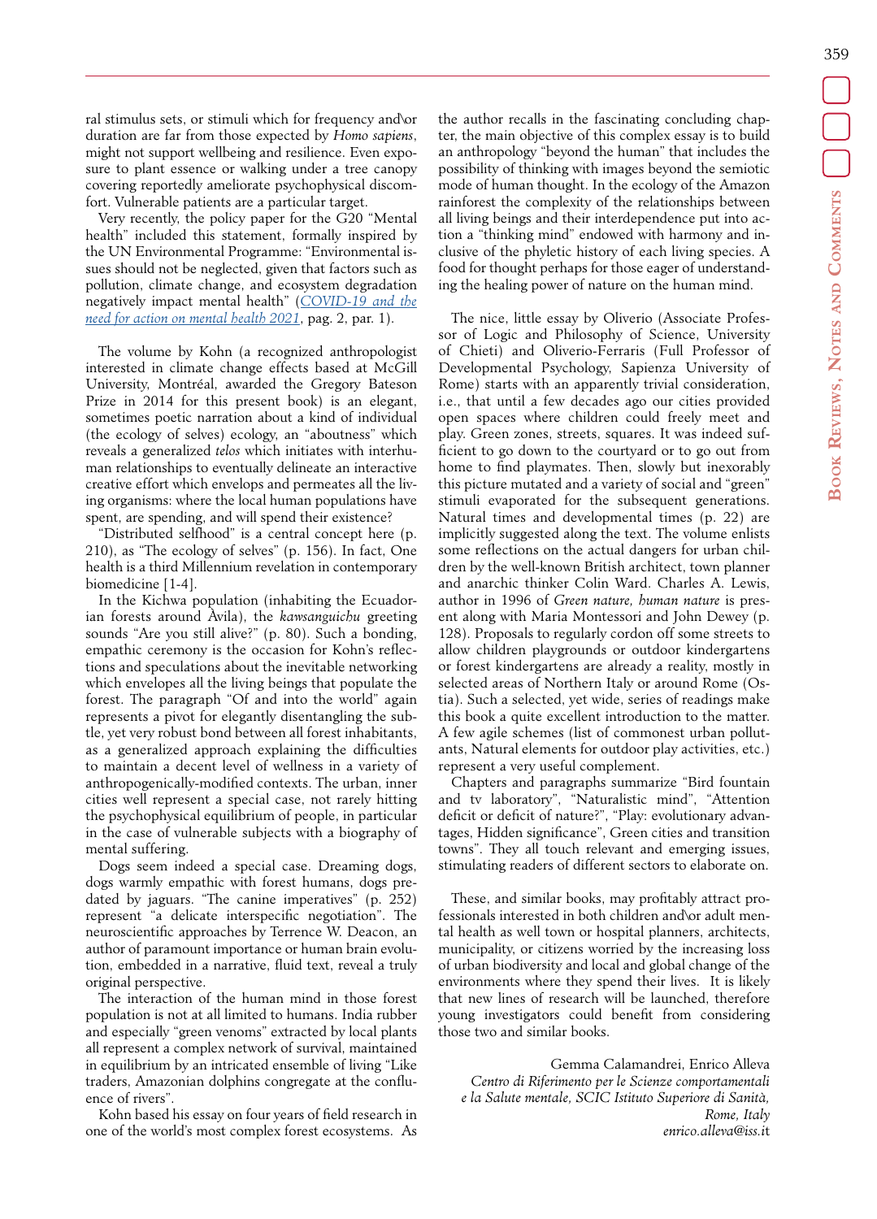ral stimulus sets, or stimuli which for frequency and\or duration are far from those expected by *Homo sapiens*, might not support wellbeing and resilience. Even exposure to plant essence or walking under a tree canopy covering reportedly ameliorate psychophysical discomfort. Vulnerable patients are a particular target.

Very recently, the policy paper for the G20 "Mental health" included this statement, formally inspired by the UN Environmental Programme: "Environmental issues should not be neglected, given that factors such as pollution, climate change, and ecosystem degradation negatively impact mental health" (*COVID-19 and the need for action on mental health 2021*, pag. 2, par. 1).

The volume by Kohn (a recognized anthropologist interested in climate change effects based at McGill University, Montréal, awarded the Gregory Bateson Prize in 2014 for this present book) is an elegant, sometimes poetic narration about a kind of individual (the ecology of selves) ecology, an "aboutness" which reveals a generalized *telos* which initiates with interhuman relationships to eventually delineate an interactive creative effort which envelops and permeates all the living organisms: where the local human populations have spent, are spending, and will spend their existence?

"Distributed selfhood" is a central concept here (p. 210), as "The ecology of selves" (p. 156). In fact, One health is a third Millennium revelation in contemporary biomedicine [1-4].

In the Kichwa population (inhabiting the Ecuadorian forests around Àvila), the *kawsanguichu* greeting sounds "Are you still alive?" (p. 80). Such a bonding, empathic ceremony is the occasion for Kohn's reflections and speculations about the inevitable networking which envelopes all the living beings that populate the forest. The paragraph "Of and into the world" again represents a pivot for elegantly disentangling the subtle, yet very robust bond between all forest inhabitants, as a generalized approach explaining the difficulties to maintain a decent level of wellness in a variety of anthropogenically-modified contexts. The urban, inner cities well represent a special case, not rarely hitting the psychophysical equilibrium of people, in particular in the case of vulnerable subjects with a biography of mental suffering.

Dogs seem indeed a special case. Dreaming dogs, dogs warmly empathic with forest humans, dogs predated by jaguars. "The canine imperatives" (p. 252) represent "a delicate interspecific negotiation". The neuroscientific approaches by Terrence W. Deacon, an author of paramount importance or human brain evolution, embedded in a narrative, fluid text, reveal a truly original perspective.

The interaction of the human mind in those forest population is not at all limited to humans. India rubber and especially "green venoms" extracted by local plants all represent a complex network of survival, maintained in equilibrium by an intricated ensemble of living "Like traders, Amazonian dolphins congregate at the confluence of rivers".

Kohn based his essay on four years of field research in one of the world's most complex forest ecosystems. As the author recalls in the fascinating concluding chapter, the main objective of this complex essay is to build an anthropology "beyond the human" that includes the possibility of thinking with images beyond the semiotic mode of human thought. In the ecology of the Amazon rainforest the complexity of the relationships between all living beings and their interdependence put into action a "thinking mind" endowed with harmony and inclusive of the phyletic history of each living species. A food for thought perhaps for those eager of understanding the healing power of nature on the human mind.

The nice, little essay by Oliverio (Associate Professor of Logic and Philosophy of Science, University of Chieti) and Oliverio-Ferraris (Full Professor of Developmental Psychology, Sapienza University of Rome) starts with an apparently trivial consideration, i.e., that until a few decades ago our cities provided open spaces where children could freely meet and play. Green zones, streets, squares. It was indeed sufficient to go down to the courtyard or to go out from home to find playmates. Then, slowly but inexorably this picture mutated and a variety of social and "green" stimuli evaporated for the subsequent generations. Natural times and developmental times (p. 22) are implicitly suggested along the text. The volume enlists some reflections on the actual dangers for urban children by the well-known British architect, town planner and anarchic thinker Colin Ward. Charles A. Lewis, author in 1996 of *Green nature, human nature* is present along with Maria Montessori and John Dewey (p. 128). Proposals to regularly cordon off some streets to allow children playgrounds or outdoor kindergartens or forest kindergartens are already a reality, mostly in selected areas of Northern Italy or around Rome (Ostia). Such a selected, yet wide, series of readings make this book a quite excellent introduction to the matter. A few agile schemes (list of commonest urban pollutants, Natural elements for outdoor play activities, etc.) represent a very useful complement.

Chapters and paragraphs summarize "Bird fountain and tv laboratory", "Naturalistic mind", "Attention deficit or deficit of nature?", "Play: evolutionary advantages, Hidden significance", Green cities and transition towns". They all touch relevant and emerging issues, stimulating readers of different sectors to elaborate on.

These, and similar books, may profitably attract professionals interested in both children and\or adult mental health as well town or hospital planners, architects, municipality, or citizens worried by the increasing loss of urban biodiversity and local and global change of the environments where they spend their lives. It is likely that new lines of research will be launched, therefore young investigators could benefit from considering those two and similar books.

Gemma Calamandrei, Enrico Alleva
*Centro di Riferimento per le Scienze comportamentali e la Salute mentale, SCIC Istituto Superiore di Sanità, Rome, Italy*
*enrico.alleva@iss.it*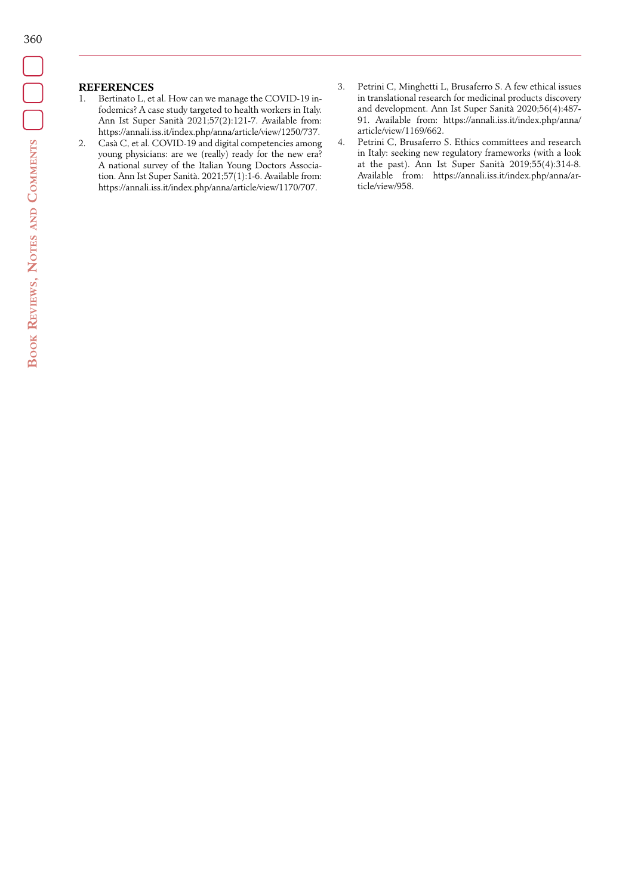## REFERENCES

1. Bertinato L, et al. How can we manage the COVID-19 infodemics? A case study targeted to health workers in Italy. Ann Ist Super Sanità 2021;57(2):121-7. Available from: https://annali.iss.it/index.php/anna/article/view/1250/737.
2. Casà C, et al. COVID-19 and digital competencies among young physicians: are we (really) ready for the new era? A national survey of the Italian Young Doctors Association. Ann Ist Super Sanità. 2021;57(1):1-6. Available from: https://annali.iss.it/index.php/anna/article/view/1170/707.
3. Petrini C, Minghetti L, Brusaferro S. A few ethical issues in translational research for medicinal products discovery and development. Ann Ist Super Sanità 2020;56(4):487-91. Available from: https://annali.iss.it/index.php/anna/article/view/1169/662.
4. Petrini C, Brusaferro S. Ethics committees and research in Italy: seeking new regulatory frameworks (with a look at the past). Ann Ist Super Sanità 2019;55(4):314-8. Available from: https://annali.iss.it/index.php/anna/article/view/958.